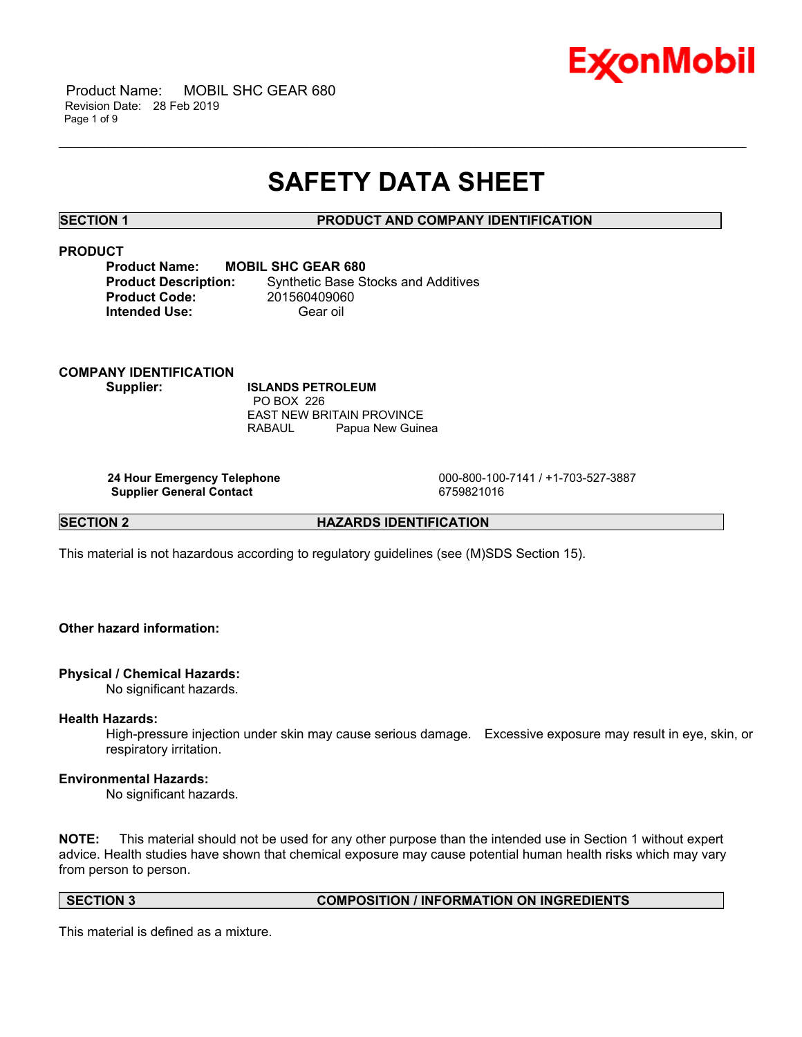# SAFETY DATA SHEET

## SECTION 1 PRODUCT AND COMPANY IDENTIFICATION

**PRODUCT**

**Product Name:** **MOBIL SHC GEAR 680**
**Product Description:** Synthetic Base Stocks and Additives
**Product Code:** 201560409060
**Intended Use:** Gear oil

**COMPANY IDENTIFICATION**

**Supplier:** **ISLANDS PETROLEUM**
PO BOX 226
EAST NEW BRITAIN PROVINCE
RABAUL Papua New Guinea

**24 Hour Emergency Telephone** 000-800-100-7141 / +1-703-527-3887
**Supplier General Contact** 6759821016

## SECTION 2 HAZARDS IDENTIFICATION

This material is not hazardous according to regulatory guidelines (see (M)SDS Section 15).

**Other hazard information:**

**Physical / Chemical Hazards:**
No significant hazards.

**Health Hazards:**
High-pressure injection under skin may cause serious damage. Excessive exposure may result in eye, skin, or respiratory irritation.

**Environmental Hazards:**
No significant hazards.

**NOTE:** This material should not be used for any other purpose than the intended use in Section 1 without expert advice. Health studies have shown that chemical exposure may cause potential human health risks which may vary from person to person.

## SECTION 3 COMPOSITION / INFORMATION ON INGREDIENTS

This material is defined as a mixture.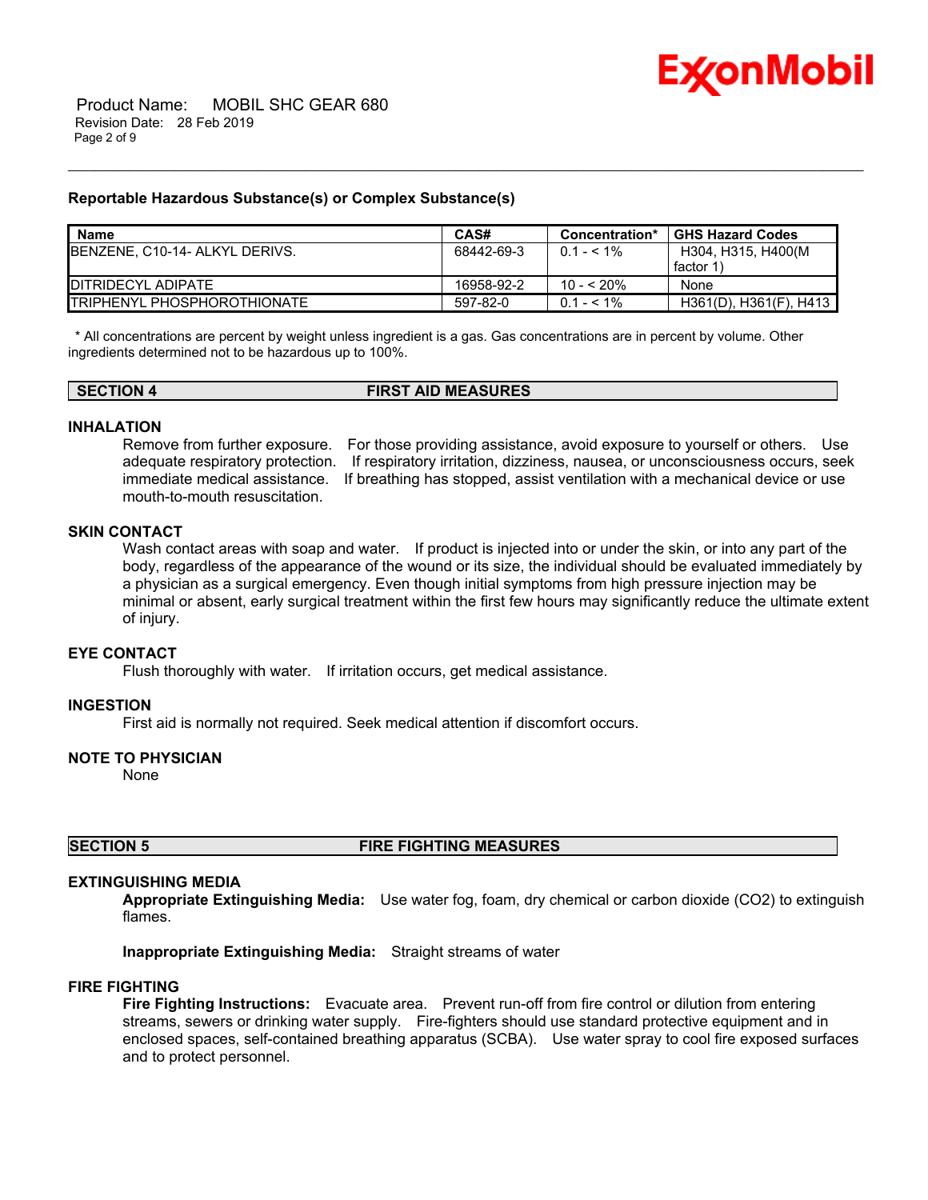### Reportable Hazardous Substance(s) or Complex Substance(s)

| Name | CAS# | Concentration* | GHS Hazard Codes |
|---|---|---|---|
| BENZENE, C10-14- ALKYL DERIVS. | 68442-69-3 | 0.1 - < 1% | H304, H315, H400(M factor 1) |
| DITRIDECYL ADIPATE | 16958-92-2 | 10 - < 20% | None |
| TRIPHENYL PHOSPHOROTHIONATE | 597-82-0 | 0.1 - < 1% | H361(D), H361(F), H413 |

\* All concentrations are percent by weight unless ingredient is a gas. Gas concentrations are in percent by volume. Other ingredients determined not to be hazardous up to 100%.

## SECTION 4 FIRST AID MEASURES

### INHALATION

Remove from further exposure. For those providing assistance, avoid exposure to yourself or others. Use adequate respiratory protection. If respiratory irritation, dizziness, nausea, or unconsciousness occurs, seek immediate medical assistance. If breathing has stopped, assist ventilation with a mechanical device or use mouth-to-mouth resuscitation.

### SKIN CONTACT

Wash contact areas with soap and water. If product is injected into or under the skin, or into any part of the body, regardless of the appearance of the wound or its size, the individual should be evaluated immediately by a physician as a surgical emergency. Even though initial symptoms from high pressure injection may be minimal or absent, early surgical treatment within the first few hours may significantly reduce the ultimate extent of injury.

### EYE CONTACT

Flush thoroughly with water. If irritation occurs, get medical assistance.

### INGESTION

First aid is normally not required. Seek medical attention if discomfort occurs.

### NOTE TO PHYSICIAN

None

## SECTION 5 FIRE FIGHTING MEASURES

### EXTINGUISHING MEDIA

**Appropriate Extinguishing Media:** Use water fog, foam, dry chemical or carbon dioxide ($CO_2$) to extinguish flames.

**Inappropriate Extinguishing Media:** Straight streams of water

### FIRE FIGHTING

**Fire Fighting Instructions:** Evacuate area. Prevent run-off from fire control or dilution from entering streams, sewers or drinking water supply. Fire-fighters should use standard protective equipment and in enclosed spaces, self-contained breathing apparatus (SCBA). Use water spray to cool fire exposed surfaces and to protect personnel.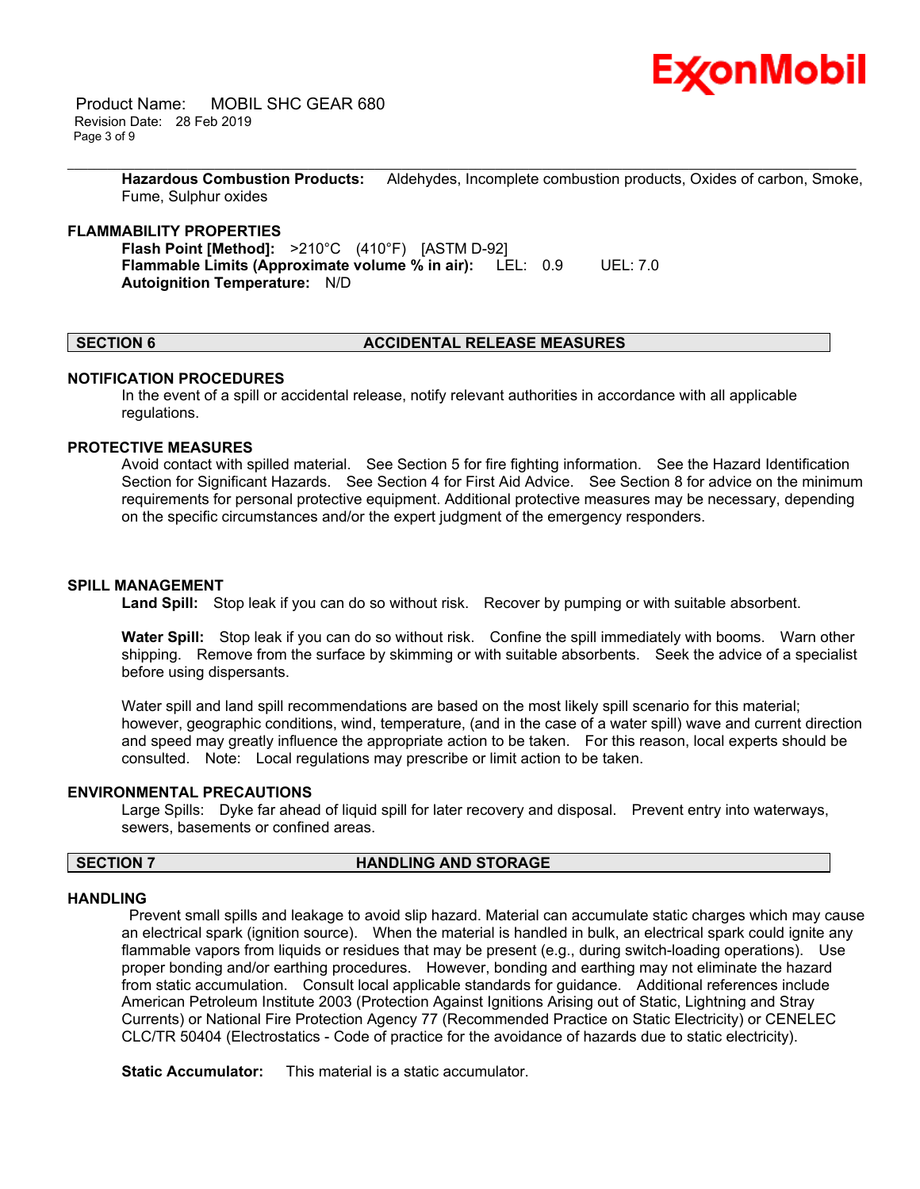**Hazardous Combustion Products:** Aldehydes, Incomplete combustion products, Oxides of carbon, Smoke, Fume, Sulphur oxides

### FLAMMABILITY PROPERTIES

**Flash Point [Method]:** >210°C (410°F) [ASTM D-92]
**Flammable Limits (Approximate volume % in air):** LEL: 0.9 UEL: 7.0
**Autoignition Temperature:** N/D

## SECTION 6 ACCIDENTAL RELEASE MEASURES

### NOTIFICATION PROCEDURES

In the event of a spill or accidental release, notify relevant authorities in accordance with all applicable regulations.

### PROTECTIVE MEASURES

Avoid contact with spilled material. See Section 5 for fire fighting information. See the Hazard Identification Section for Significant Hazards. See Section 4 for First Aid Advice. See Section 8 for advice on the minimum requirements for personal protective equipment. Additional protective measures may be necessary, depending on the specific circumstances and/or the expert judgment of the emergency responders.

### SPILL MANAGEMENT

**Land Spill:** Stop leak if you can do so without risk. Recover by pumping or with suitable absorbent.

**Water Spill:** Stop leak if you can do so without risk. Confine the spill immediately with booms. Warn other shipping. Remove from the surface by skimming or with suitable absorbents. Seek the advice of a specialist before using dispersants.

Water spill and land spill recommendations are based on the most likely spill scenario for this material; however, geographic conditions, wind, temperature, (and in the case of a water spill) wave and current direction and speed may greatly influence the appropriate action to be taken. For this reason, local experts should be consulted. Note: Local regulations may prescribe or limit action to be taken.

### ENVIRONMENTAL PRECAUTIONS

Large Spills: Dyke far ahead of liquid spill for later recovery and disposal. Prevent entry into waterways, sewers, basements or confined areas.

## SECTION 7 HANDLING AND STORAGE

### HANDLING

Prevent small spills and leakage to avoid slip hazard. Material can accumulate static charges which may cause an electrical spark (ignition source). When the material is handled in bulk, an electrical spark could ignite any flammable vapors from liquids or residues that may be present (e.g., during switch-loading operations). Use proper bonding and/or earthing procedures. However, bonding and earthing may not eliminate the hazard from static accumulation. Consult local applicable standards for guidance. Additional references include American Petroleum Institute 2003 (Protection Against Ignitions Arising out of Static, Lightning and Stray Currents) or National Fire Protection Agency 77 (Recommended Practice on Static Electricity) or CENELEC CLC/TR 50404 (Electrostatics - Code of practice for the avoidance of hazards due to static electricity).

**Static Accumulator:** This material is a static accumulator.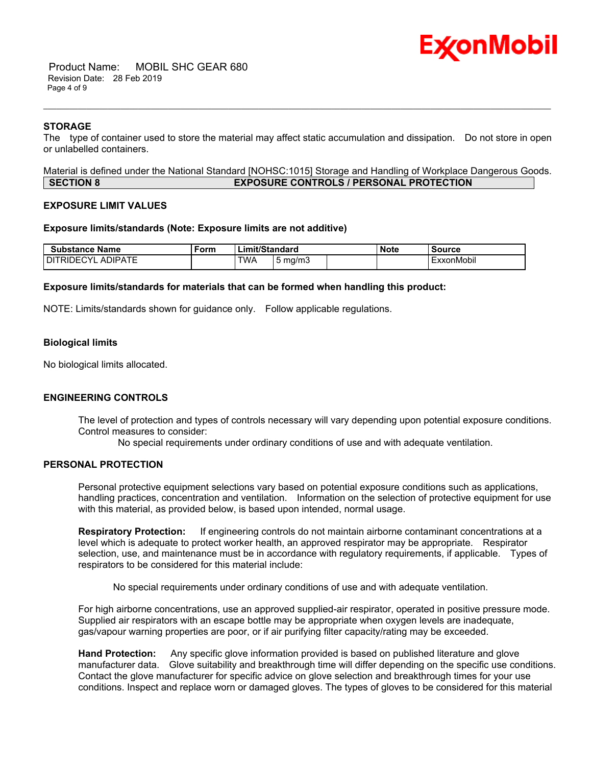### STORAGE

The type of container used to store the material may affect static accumulation and dissipation. Do not store in open or unlabelled containers.

Material is defined under the National Standard [NOHSC:1015] Storage and Handling of Workplace Dangerous Goods.

## SECTION 8 EXPOSURE CONTROLS / PERSONAL PROTECTION

### EXPOSURE LIMIT VALUES

**Exposure limits/standards (Note: Exposure limits are not additive)**

| Substance Name | Form | Limit/Standard | | | Note | Source |
|---|---|---|---|---|---|---|
| DITRIDECYL ADIPATE | | TWA | 5 mg/m3 | | | ExxonMobil |

**Exposure limits/standards for materials that can be formed when handling this product:**

NOTE: Limits/standards shown for guidance only. Follow applicable regulations.

**Biological limits**

No biological limits allocated.

### ENGINEERING CONTROLS

The level of protection and types of controls necessary will vary depending upon potential exposure conditions. Control measures to consider:

No special requirements under ordinary conditions of use and with adequate ventilation.

### PERSONAL PROTECTION

Personal protective equipment selections vary based on potential exposure conditions such as applications, handling practices, concentration and ventilation. Information on the selection of protective equipment for use with this material, as provided below, is based upon intended, normal usage.

**Respiratory Protection:** If engineering controls do not maintain airborne contaminant concentrations at a level which is adequate to protect worker health, an approved respirator may be appropriate. Respirator selection, use, and maintenance must be in accordance with regulatory requirements, if applicable. Types of respirators to be considered for this material include:

No special requirements under ordinary conditions of use and with adequate ventilation.

For high airborne concentrations, use an approved supplied-air respirator, operated in positive pressure mode. Supplied air respirators with an escape bottle may be appropriate when oxygen levels are inadequate, gas/vapour warning properties are poor, or if air purifying filter capacity/rating may be exceeded.

**Hand Protection:** Any specific glove information provided is based on published literature and glove manufacturer data. Glove suitability and breakthrough time will differ depending on the specific use conditions. Contact the glove manufacturer for specific advice on glove selection and breakthrough times for your use conditions. Inspect and replace worn or damaged gloves. The types of gloves to be considered for this material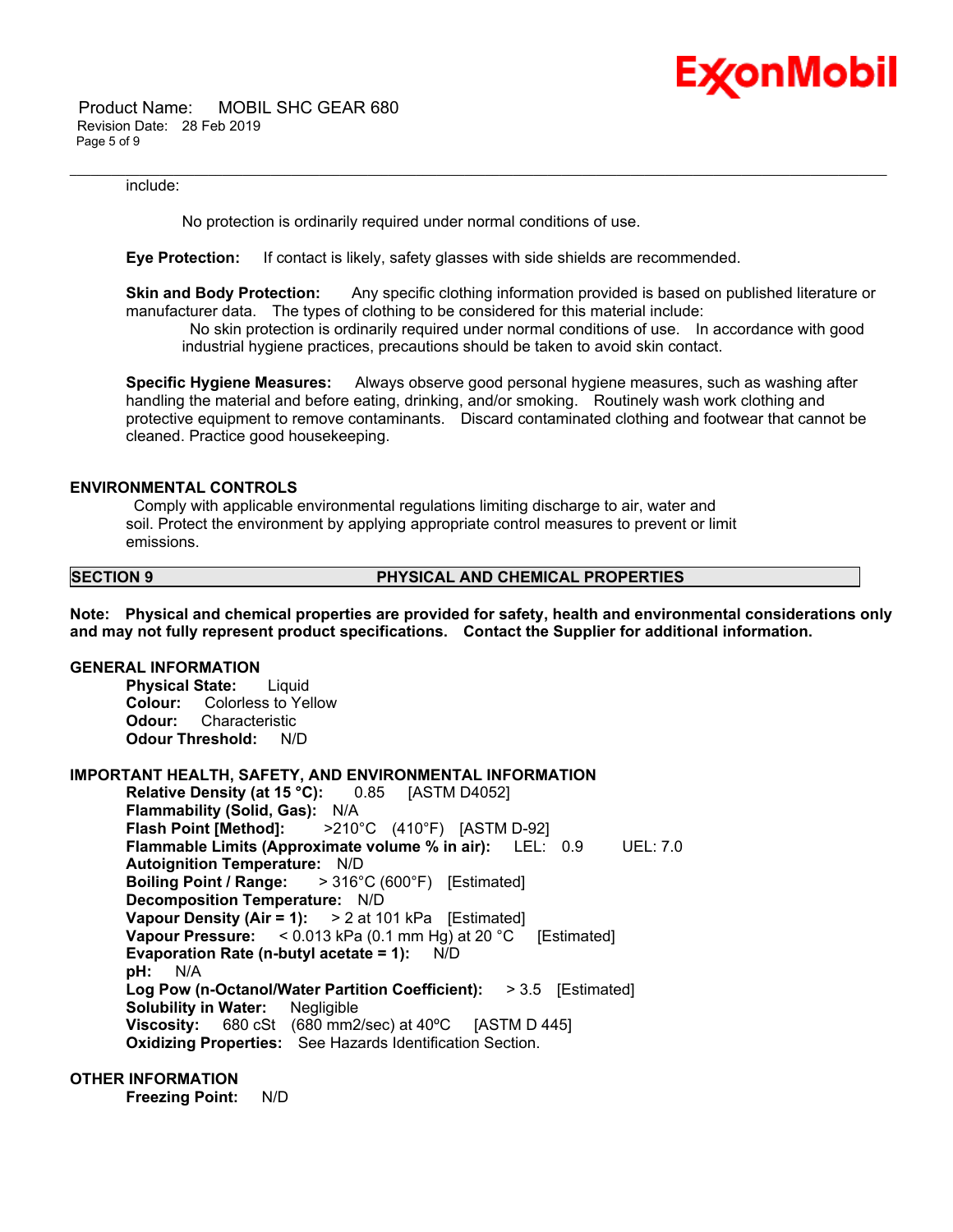include:

No protection is ordinarily required under normal conditions of use.

**Eye Protection:** If contact is likely, safety glasses with side shields are recommended.

**Skin and Body Protection:** Any specific clothing information provided is based on published literature or manufacturer data. The types of clothing to be considered for this material include:

No skin protection is ordinarily required under normal conditions of use. In accordance with good industrial hygiene practices, precautions should be taken to avoid skin contact.

**Specific Hygiene Measures:** Always observe good personal hygiene measures, such as washing after handling the material and before eating, drinking, and/or smoking. Routinely wash work clothing and protective equipment to remove contaminants. Discard contaminated clothing and footwear that cannot be cleaned. Practice good housekeeping.

### ENVIRONMENTAL CONTROLS

Comply with applicable environmental regulations limiting discharge to air, water and soil. Protect the environment by applying appropriate control measures to prevent or limit emissions.

## SECTION 9 PHYSICAL AND CHEMICAL PROPERTIES

**Note: Physical and chemical properties are provided for safety, health and environmental considerations only and may not fully represent product specifications. Contact the Supplier for additional information.**

### GENERAL INFORMATION

**Physical State:** Liquid
**Colour:** Colorless to Yellow
**Odour:** Characteristic
**Odour Threshold:** N/D

### IMPORTANT HEALTH, SAFETY, AND ENVIRONMENTAL INFORMATION

**Relative Density (at 15 °C):** 0.85 [ASTM D4052]
**Flammability (Solid, Gas):** N/A
**Flash Point [Method]:** >210°C (410°F) [ASTM D-92]
**Flammable Limits (Approximate volume % in air):** LEL: 0.9 UEL: 7.0
**Autoignition Temperature:** N/D
**Boiling Point / Range:** > 316°C (600°F) [Estimated]
**Decomposition Temperature:** N/D
**Vapour Density (Air = 1):** > 2 at 101 kPa [Estimated]
**Vapour Pressure:** < 0.013 kPa (0.1 mm Hg) at 20 °C [Estimated]
**Evaporation Rate (n-butyl acetate = 1):** N/D
**pH:** N/A
**Log Pow (n-Octanol/Water Partition Coefficient):** > 3.5 [Estimated]
**Solubility in Water:** Negligible
**Viscosity:** 680 cSt (680 mm2/sec) at 40ºC [ASTM D 445]
**Oxidizing Properties:** See Hazards Identification Section.

### OTHER INFORMATION

**Freezing Point:** N/D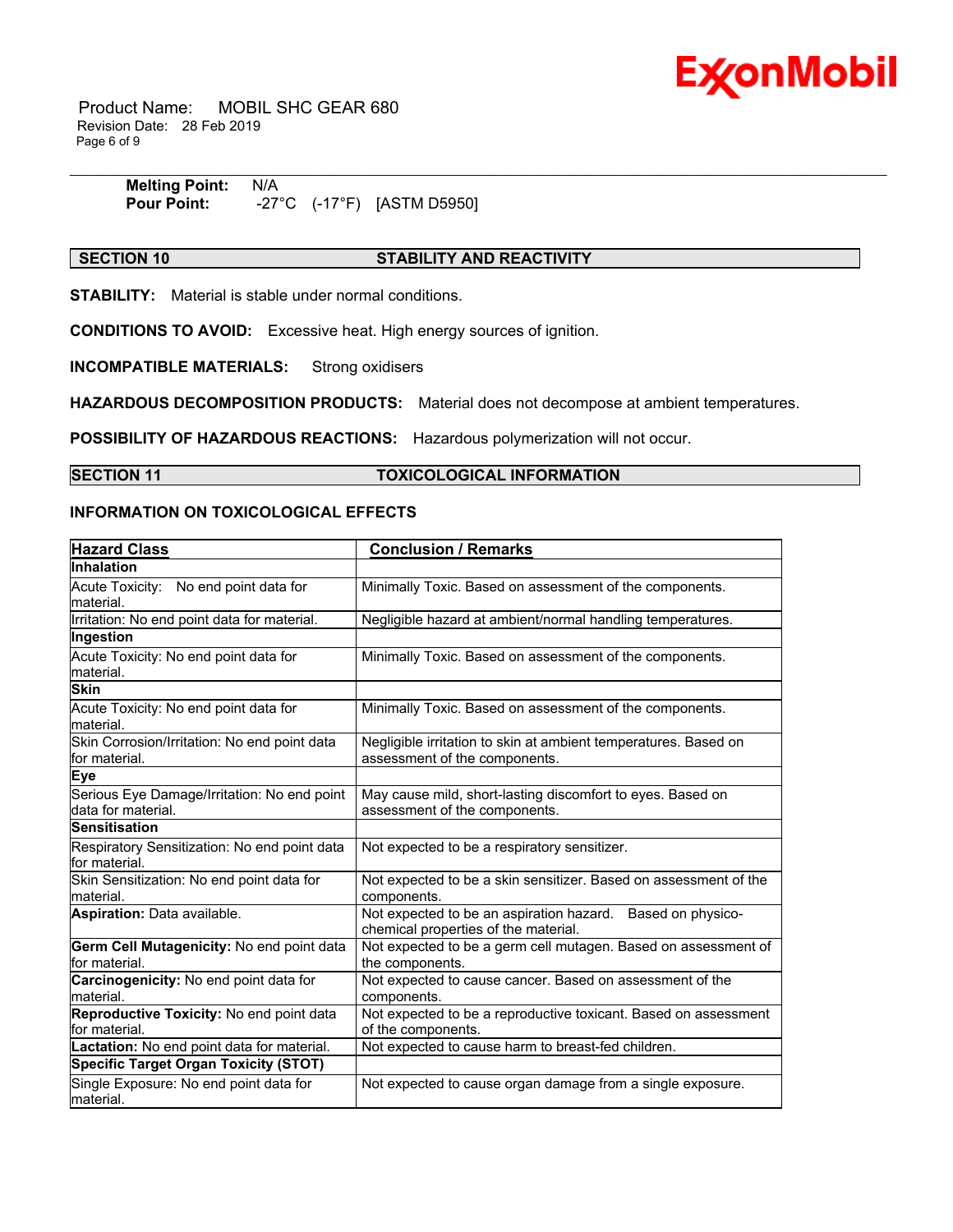**Melting Point:** N/A
**Pour Point:** -27°C (-17°F) [ASTM D5950]

## SECTION 10 STABILITY AND REACTIVITY

**STABILITY:** Material is stable under normal conditions.

**CONDITIONS TO AVOID:** Excessive heat. High energy sources of ignition.

**INCOMPATIBLE MATERIALS:** Strong oxidisers

**HAZARDOUS DECOMPOSITION PRODUCTS:** Material does not decompose at ambient temperatures.

**POSSIBILITY OF HAZARDOUS REACTIONS:** Hazardous polymerization will not occur.

## SECTION 11 TOXICOLOGICAL INFORMATION

### INFORMATION ON TOXICOLOGICAL EFFECTS

| Hazard Class | Conclusion / Remarks |
|---|---|
| **Inhalation** | |
| Acute Toxicity: No end point data for material. | Minimally Toxic. Based on assessment of the components. |
| Irritation: No end point data for material. | Negligible hazard at ambient/normal handling temperatures. |
| **Ingestion** | |
| Acute Toxicity: No end point data for material. | Minimally Toxic. Based on assessment of the components. |
| **Skin** | |
| Acute Toxicity: No end point data for material. | Minimally Toxic. Based on assessment of the components. |
| Skin Corrosion/Irritation: No end point data for material. | Negligible irritation to skin at ambient temperatures. Based on assessment of the components. |
| **Eye** | |
| Serious Eye Damage/Irritation: No end point data for material. | May cause mild, short-lasting discomfort to eyes. Based on assessment of the components. |
| **Sensitisation** | |
| Respiratory Sensitization: No end point data for material. | Not expected to be a respiratory sensitizer. |
| Skin Sensitization: No end point data for material. | Not expected to be a skin sensitizer. Based on assessment of the components. |
| **Aspiration:** Data available. | Not expected to be an aspiration hazard. Based on physico-chemical properties of the material. |
| **Germ Cell Mutagenicity:** No end point data for material. | Not expected to be a germ cell mutagen. Based on assessment of the components. |
| **Carcinogenicity:** No end point data for material. | Not expected to cause cancer. Based on assessment of the components. |
| **Reproductive Toxicity:** No end point data for material. | Not expected to be a reproductive toxicant. Based on assessment of the components. |
| **Lactation:** No end point data for material. | Not expected to cause harm to breast-fed children. |
| **Specific Target Organ Toxicity (STOT)** | |
| Single Exposure: No end point data for material. | Not expected to cause organ damage from a single exposure. |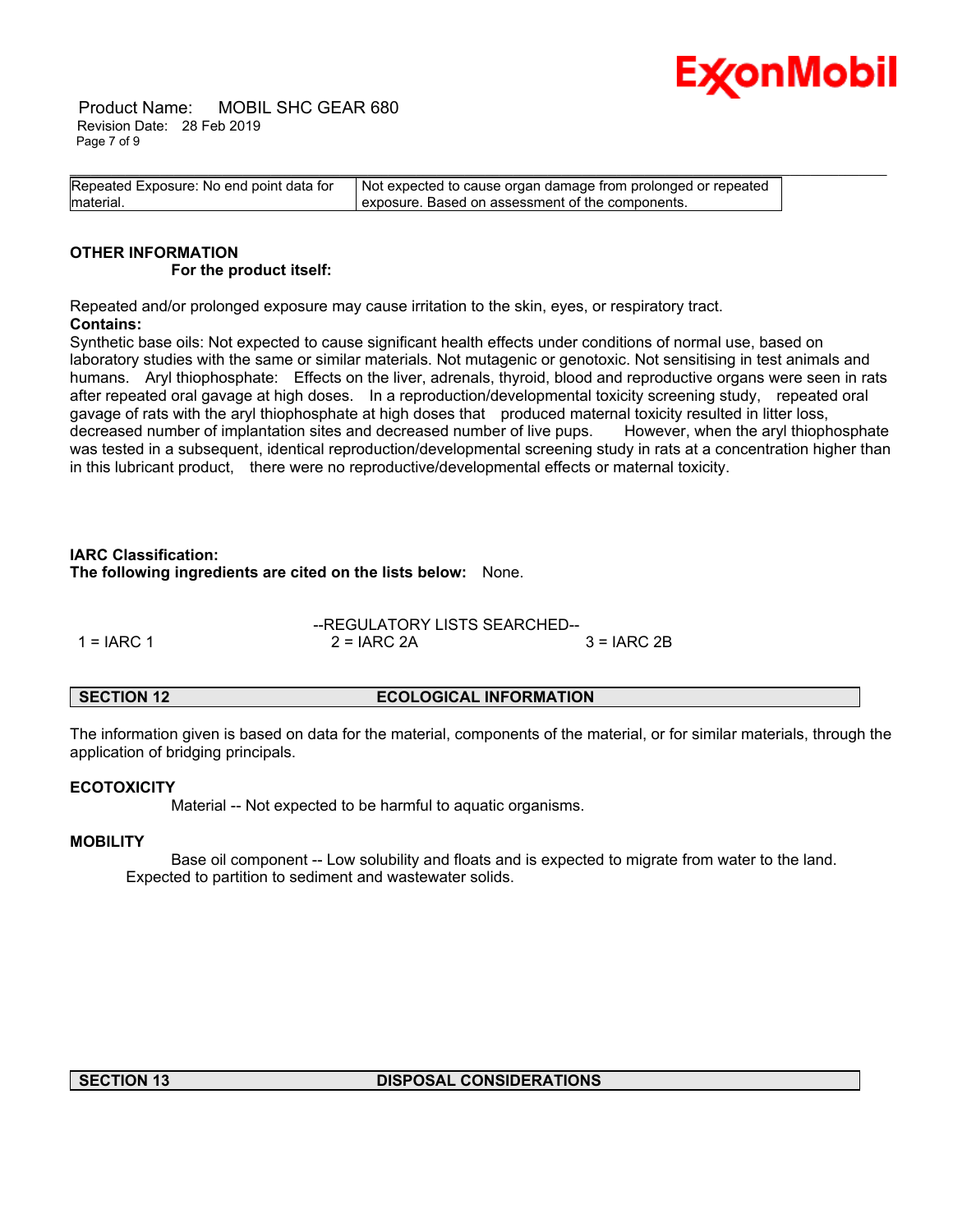| Repeated Exposure: No end point data for material. | Not expected to cause organ damage from prolonged or repeated exposure. Based on assessment of the components. |
|---|---|

**OTHER INFORMATION**

**For the product itself:**

Repeated and/or prolonged exposure may cause irritation to the skin, eyes, or respiratory tract.

**Contains:**

Synthetic base oils: Not expected to cause significant health effects under conditions of normal use, based on laboratory studies with the same or similar materials. Not mutagenic or genotoxic. Not sensitising in test animals and humans. Aryl thiophosphate: Effects on the liver, adrenals, thyroid, blood and reproductive organs were seen in rats after repeated oral gavage at high doses. In a reproduction/developmental toxicity screening study, repeated oral gavage of rats with the aryl thiophosphate at high doses that produced maternal toxicity resulted in litter loss, decreased number of implantation sites and decreased number of live pups. However, when the aryl thiophosphate was tested in a subsequent, identical reproduction/developmental screening study in rats at a concentration higher than in this lubricant product, there were no reproductive/developmental effects or maternal toxicity.

**IARC Classification:**

**The following ingredients are cited on the lists below:** None.

--REGULATORY LISTS SEARCHED--

1 = IARC 1 2 = IARC 2A 3 = IARC 2B

## SECTION 12 ECOLOGICAL INFORMATION

The information given is based on data for the material, components of the material, or for similar materials, through the application of bridging principals.

**ECOTOXICITY**

Material -- Not expected to be harmful to aquatic organisms.

**MOBILITY**

Base oil component -- Low solubility and floats and is expected to migrate from water to the land. Expected to partition to sediment and wastewater solids.

## SECTION 13 DISPOSAL CONSIDERATIONS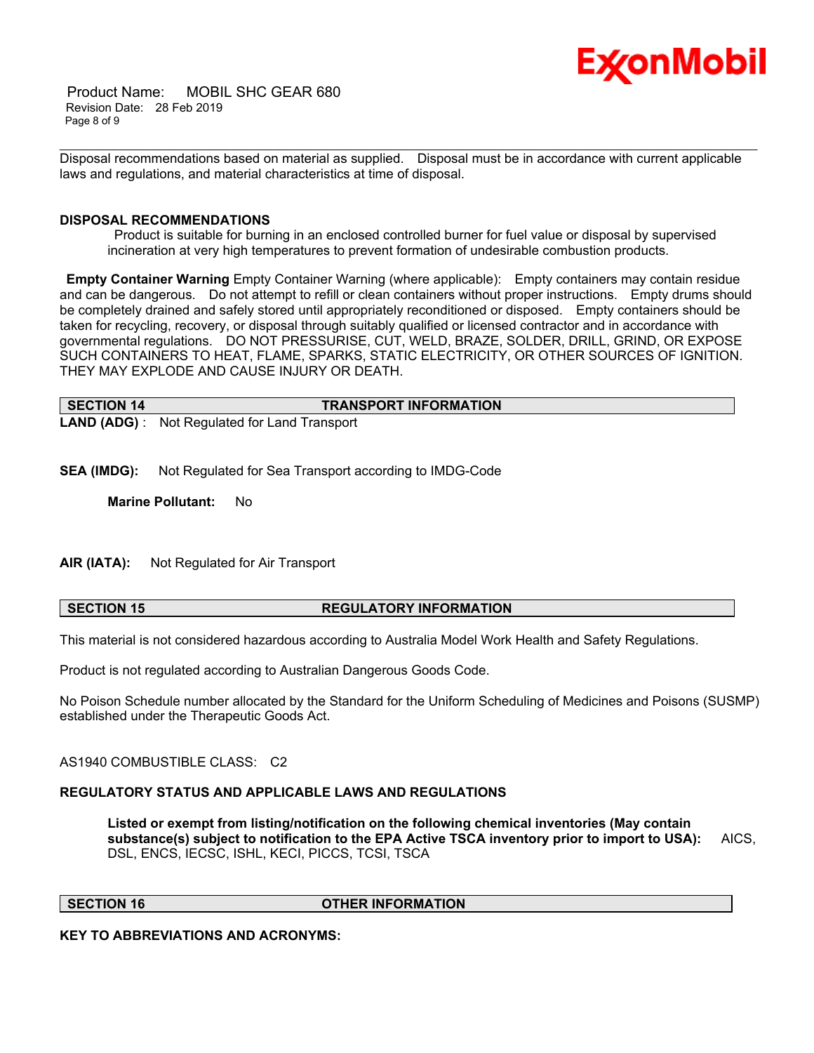Disposal recommendations based on material as supplied. Disposal must be in accordance with current applicable laws and regulations, and material characteristics at time of disposal.

**DISPOSAL RECOMMENDATIONS**

Product is suitable for burning in an enclosed controlled burner for fuel value or disposal by supervised incineration at very high temperatures to prevent formation of undesirable combustion products.

**Empty Container Warning** Empty Container Warning (where applicable): Empty containers may contain residue and can be dangerous. Do not attempt to refill or clean containers without proper instructions. Empty drums should be completely drained and safely stored until appropriately reconditioned or disposed. Empty containers should be taken for recycling, recovery, or disposal through suitably qualified or licensed contractor and in accordance with governmental regulations. DO NOT PRESSURISE, CUT, WELD, BRAZE, SOLDER, DRILL, GRIND, OR EXPOSE SUCH CONTAINERS TO HEAT, FLAME, SPARKS, STATIC ELECTRICITY, OR OTHER SOURCES OF IGNITION. THEY MAY EXPLODE AND CAUSE INJURY OR DEATH.

## SECTION 14 TRANSPORT INFORMATION

**LAND (ADG)** : Not Regulated for Land Transport

**SEA (IMDG):** Not Regulated for Sea Transport according to IMDG-Code

**Marine Pollutant:** No

**AIR (IATA):** Not Regulated for Air Transport

## SECTION 15 REGULATORY INFORMATION

This material is not considered hazardous according to Australia Model Work Health and Safety Regulations.

Product is not regulated according to Australian Dangerous Goods Code.

No Poison Schedule number allocated by the Standard for the Uniform Scheduling of Medicines and Poisons (SUSMP) established under the Therapeutic Goods Act.

AS1940 COMBUSTIBLE CLASS: C2

**REGULATORY STATUS AND APPLICABLE LAWS AND REGULATIONS**

**Listed or exempt from listing/notification on the following chemical inventories (May contain substance(s) subject to notification to the EPA Active TSCA inventory prior to import to USA):** AICS, DSL, ENCS, IECSC, ISHL, KECI, PICCS, TCSI, TSCA

## SECTION 16 OTHER INFORMATION

**KEY TO ABBREVIATIONS AND ACRONYMS:**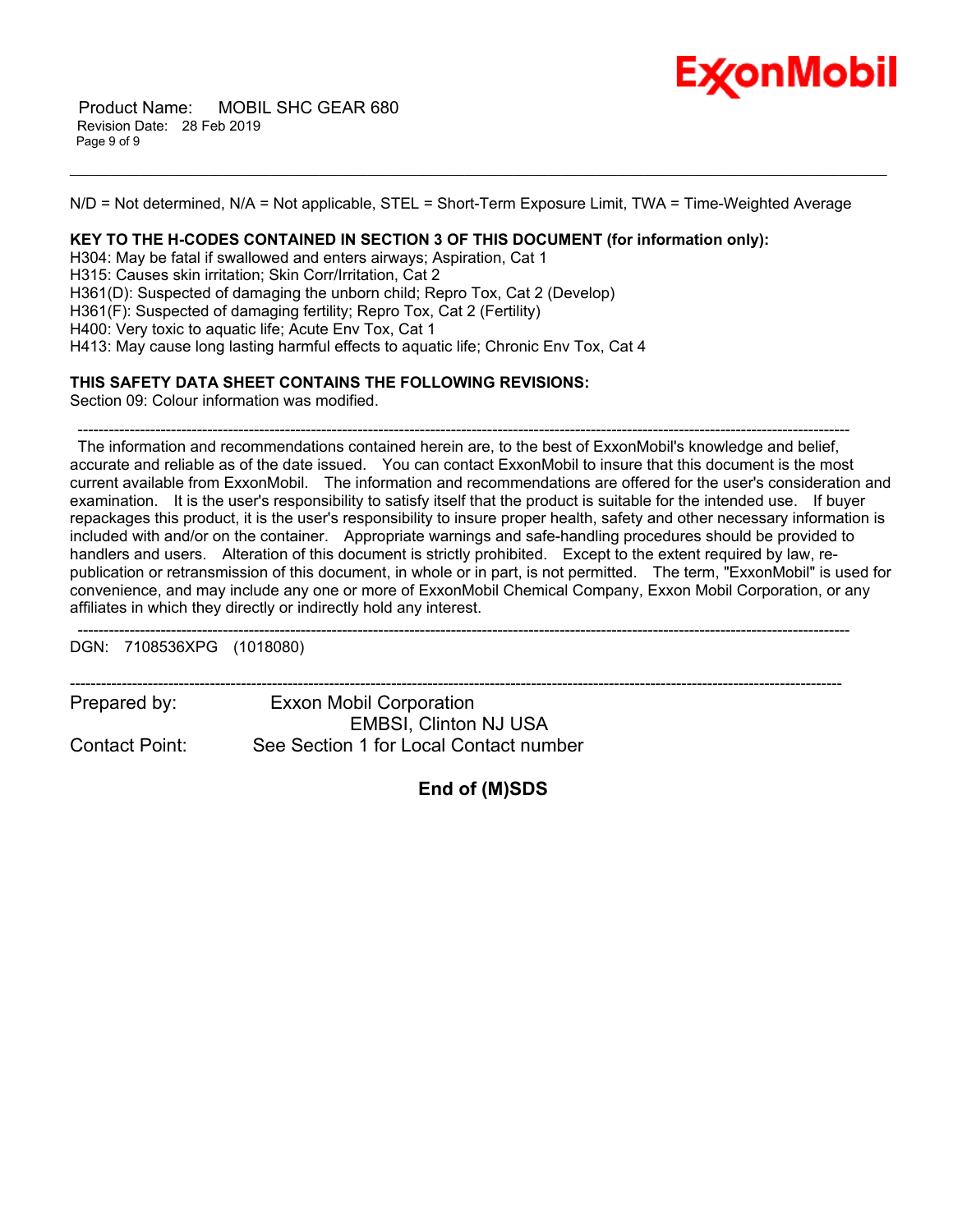N/D = Not determined, N/A = Not applicable, STEL = Short-Term Exposure Limit, TWA = Time-Weighted Average

**KEY TO THE H-CODES CONTAINED IN SECTION 3 OF THIS DOCUMENT (for information only):**

H304: May be fatal if swallowed and enters airways; Aspiration, Cat 1
H315: Causes skin irritation; Skin Corr/Irritation, Cat 2
H361(D): Suspected of damaging the unborn child; Repro Tox, Cat 2 (Develop)
H361(F): Suspected of damaging fertility; Repro Tox, Cat 2 (Fertility)
H400: Very toxic to aquatic life; Acute Env Tox, Cat 1
H413: May cause long lasting harmful effects to aquatic life; Chronic Env Tox, Cat 4

**THIS SAFETY DATA SHEET CONTAINS THE FOLLOWING REVISIONS:**

Section 09: Colour information was modified.

-----------------------------------------------------------------------------------------------------------------------------------------------

The information and recommendations contained herein are, to the best of ExxonMobil's knowledge and belief, accurate and reliable as of the date issued. You can contact ExxonMobil to insure that this document is the most current available from ExxonMobil. The information and recommendations are offered for the user's consideration and examination. It is the user's responsibility to satisfy itself that the product is suitable for the intended use. If buyer repackages this product, it is the user's responsibility to insure proper health, safety and other necessary information is included with and/or on the container. Appropriate warnings and safe-handling procedures should be provided to handlers and users. Alteration of this document is strictly prohibited. Except to the extent required by law, re-publication or retransmission of this document, in whole or in part, is not permitted. The term, "ExxonMobil" is used for convenience, and may include any one or more of ExxonMobil Chemical Company, Exxon Mobil Corporation, or any affiliates in which they directly or indirectly hold any interest.

-----------------------------------------------------------------------------------------------------------------------------------------------

DGN: 7108536XPG (1018080)

-----------------------------------------------------------------------------------------------------------------------------------------------

Prepared by: Exxon Mobil Corporation
EMBSI, Clinton NJ USA

Contact Point: See Section 1 for Local Contact number

**End of (M)SDS**